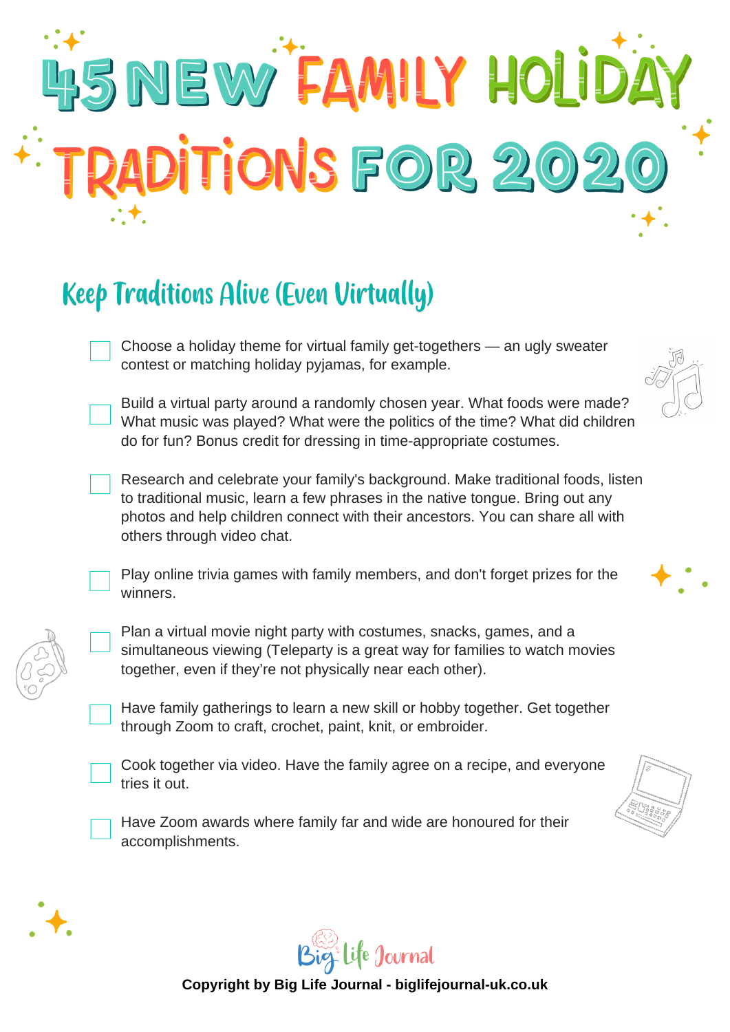# 45 NEW FAMILY HOLIDAY TRADITIONS FOR 2020

## Keep Traditions Alive (Even Virtually)

- [ ] Choose a holiday theme for virtual family get-togethers — an ugly sweater contest or matching holiday pyjamas, for example.
- [ ] Build a virtual party around a randomly chosen year. What foods were made? What music was played? What were the politics of the time? What did children do for fun? Bonus credit for dressing in time-appropriate costumes.
- [ ] Research and celebrate your family's background. Make traditional foods, listen to traditional music, learn a few phrases in the native tongue. Bring out any photos and help children connect with their ancestors. You can share all with others through video chat.
- [ ] Play online trivia games with family members, and don't forget prizes for the winners.
- [ ] Plan a virtual movie night party with costumes, snacks, games, and a simultaneous viewing (Teleparty is a great way for families to watch movies together, even if they're not physically near each other).
- [ ] Have family gatherings to learn a new skill or hobby together. Get together through Zoom to craft, crochet, paint, knit, or embroider.
- [ ] Cook together via video. Have the family agree on a recipe, and everyone tries it out.
- [ ] Have Zoom awards where family far and wide are honoured for their accomplishments.

Big Life Journal

**Copyright by Big Life Journal - biglifejournal-uk.co.uk**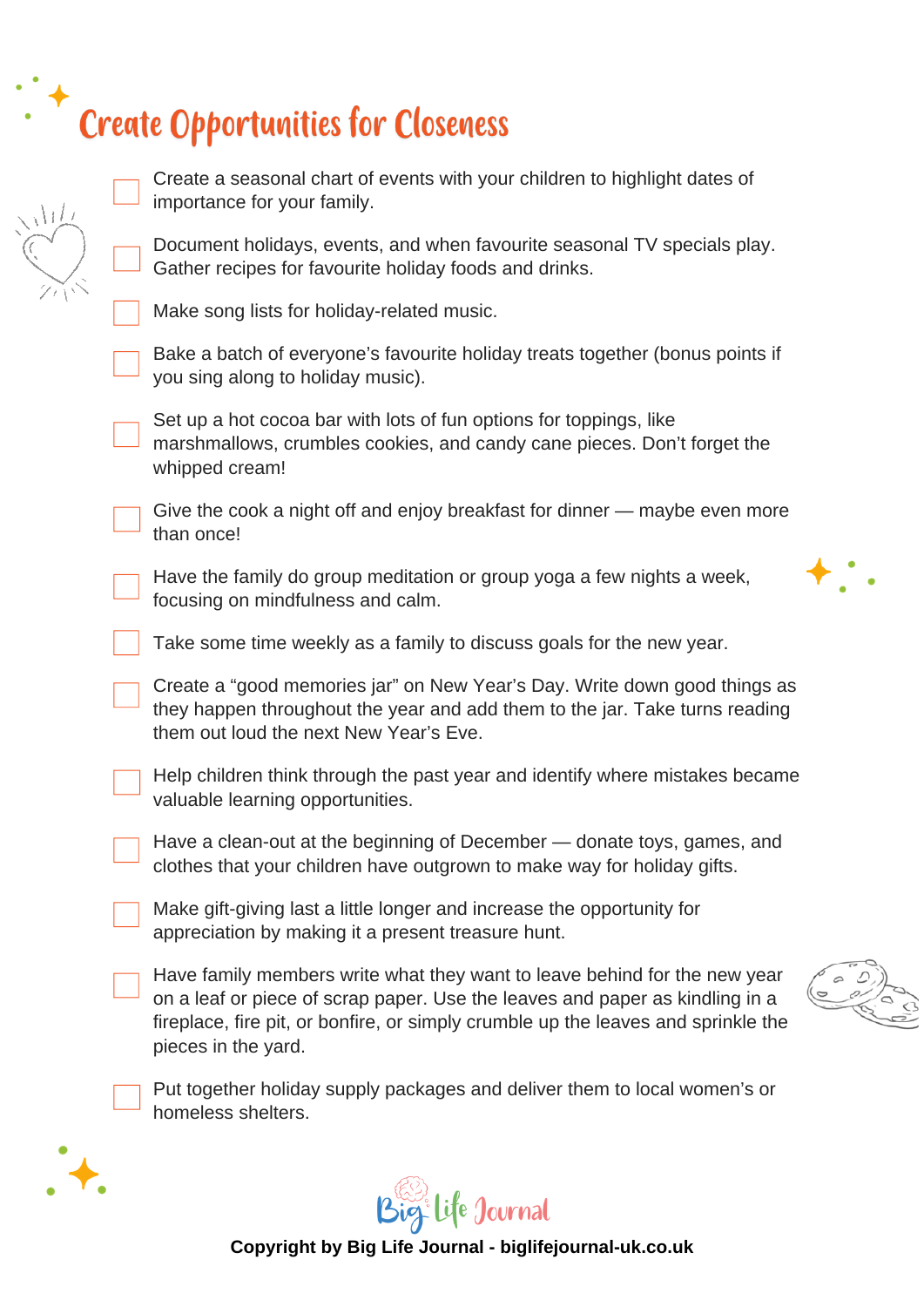# Create Opportunities for Closeness

- [ ] Create a seasonal chart of events with your children to highlight dates of importance for your family.
- [ ] Document holidays, events, and when favourite seasonal TV specials play. Gather recipes for favourite holiday foods and drinks.
- [ ] Make song lists for holiday-related music.
- [ ] Bake a batch of everyone's favourite holiday treats together (bonus points if you sing along to holiday music).
- [ ] Set up a hot cocoa bar with lots of fun options for toppings, like marshmallows, crumbles cookies, and candy cane pieces. Don't forget the whipped cream!
- [ ] Give the cook a night off and enjoy breakfast for dinner — maybe even more than once!
- [ ] Have the family do group meditation or group yoga a few nights a week, focusing on mindfulness and calm.
- [ ] Take some time weekly as a family to discuss goals for the new year.
- [ ] Create a "good memories jar" on New Year's Day. Write down good things as they happen throughout the year and add them to the jar. Take turns reading them out loud the next New Year's Eve.
- [ ] Help children think through the past year and identify where mistakes became valuable learning opportunities.
- [ ] Have a clean-out at the beginning of December — donate toys, games, and clothes that your children have outgrown to make way for holiday gifts.
- [ ] Make gift-giving last a little longer and increase the opportunity for appreciation by making it a present treasure hunt.
- [ ] Have family members write what they want to leave behind for the new year on a leaf or piece of scrap paper. Use the leaves and paper as kindling in a fireplace, fire pit, or bonfire, or simply crumble up the leaves and sprinkle the pieces in the yard.
- [ ] Put together holiday supply packages and deliver them to local women's or homeless shelters.

Big Life Journal

**Copyright by Big Life Journal - biglifejournal-uk.co.uk**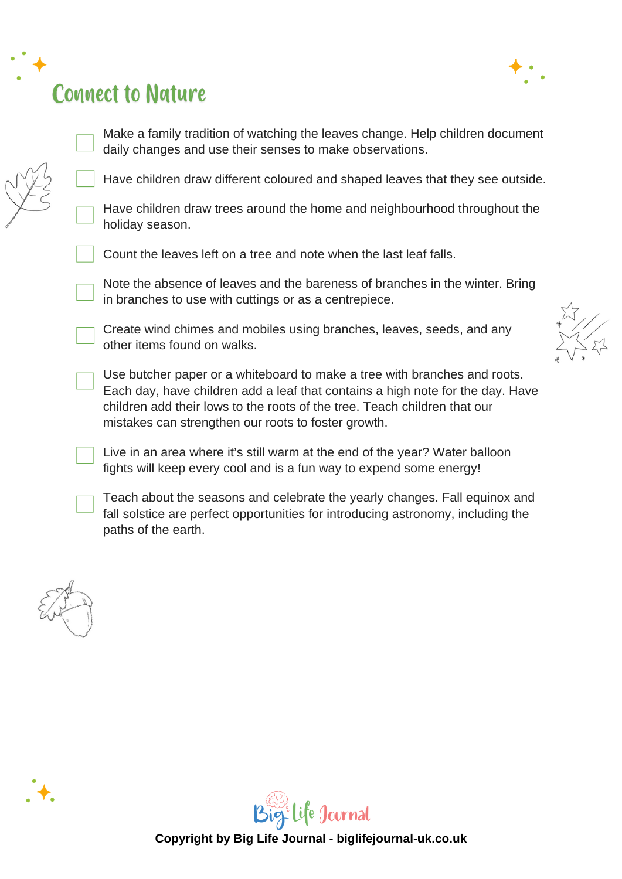# Connect to Nature

- [ ] Make a family tradition of watching the leaves change. Help children document daily changes and use their senses to make observations.
- [ ] Have children draw different coloured and shaped leaves that they see outside.
- [ ] Have children draw trees around the home and neighbourhood throughout the holiday season.
- [ ] Count the leaves left on a tree and note when the last leaf falls.
- [ ] Note the absence of leaves and the bareness of branches in the winter. Bring in branches to use with cuttings or as a centrepiece.
- [ ] Create wind chimes and mobiles using branches, leaves, seeds, and any other items found on walks.
- [ ] Use butcher paper or a whiteboard to make a tree with branches and roots. Each day, have children add a leaf that contains a high note for the day. Have children add their lows to the roots of the tree. Teach children that our mistakes can strengthen our roots to foster growth.
- [ ] Live in an area where it's still warm at the end of the year? Water balloon fights will keep every cool and is a fun way to expend some energy!
- [ ] Teach about the seasons and celebrate the yearly changes. Fall equinox and fall solstice are perfect opportunities for introducing astronomy, including the paths of the earth.

Big Life Journal

**Copyright by Big Life Journal - biglifejournal-uk.co.uk**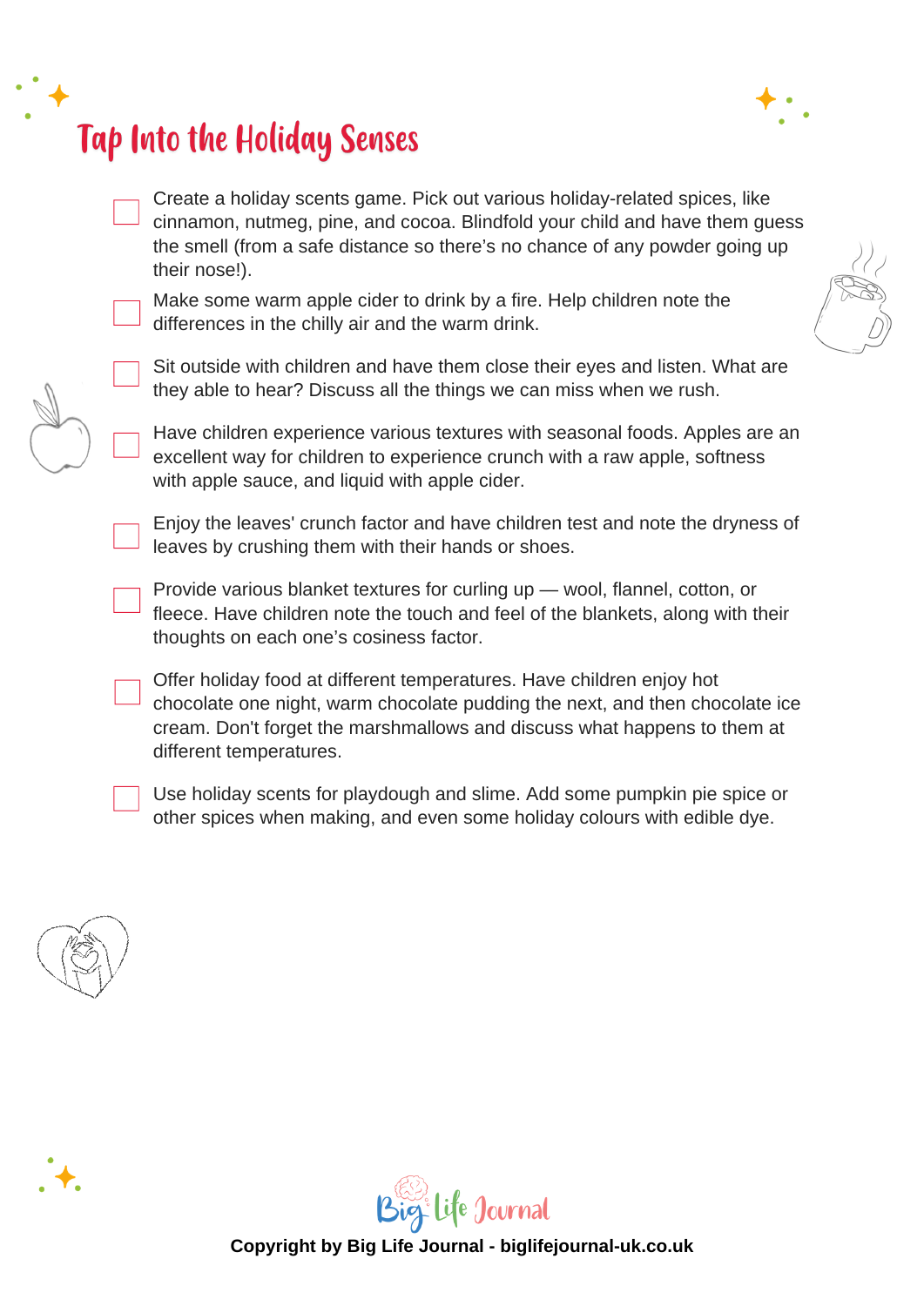# Tap Into the Holiday Senses

- [ ] Create a holiday scents game. Pick out various holiday-related spices, like cinnamon, nutmeg, pine, and cocoa. Blindfold your child and have them guess the smell (from a safe distance so there's no chance of any powder going up their nose!).
- [ ] Make some warm apple cider to drink by a fire. Help children note the differences in the chilly air and the warm drink.
- [ ] Sit outside with children and have them close their eyes and listen. What are they able to hear? Discuss all the things we can miss when we rush.
- [ ] Have children experience various textures with seasonal foods. Apples are an excellent way for children to experience crunch with a raw apple, softness with apple sauce, and liquid with apple cider.
- [ ] Enjoy the leaves' crunch factor and have children test and note the dryness of leaves by crushing them with their hands or shoes.
- [ ] Provide various blanket textures for curling up — wool, flannel, cotton, or fleece. Have children note the touch and feel of the blankets, along with their thoughts on each one's cosiness factor.
- [ ] Offer holiday food at different temperatures. Have children enjoy hot chocolate one night, warm chocolate pudding the next, and then chocolate ice cream. Don't forget the marshmallows and discuss what happens to them at different temperatures.
- [ ] Use holiday scents for playdough and slime. Add some pumpkin pie spice or other spices when making, and even some holiday colours with edible dye.

Big Life Journal

**Copyright by Big Life Journal - biglifejournal-uk.co.uk**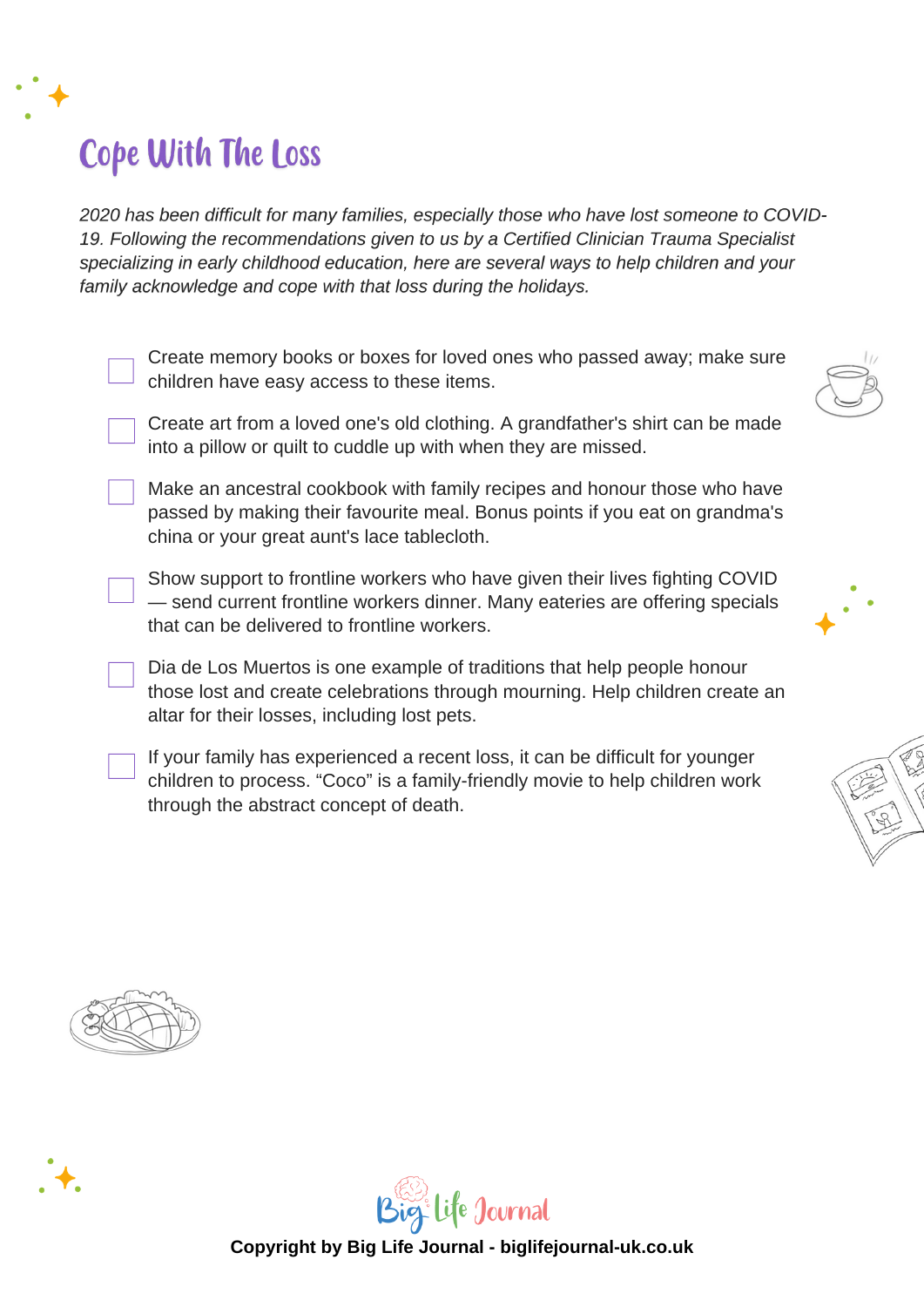# Cope With The Loss

*2020 has been difficult for many families, especially those who have lost someone to COVID-19. Following the recommendations given to us by a Certified Clinician Trauma Specialist specializing in early childhood education, here are several ways to help children and your family acknowledge and cope with that loss during the holidays.*

- [ ] Create memory books or boxes for loved ones who passed away; make sure children have easy access to these items.
- [ ] Create art from a loved one's old clothing. A grandfather's shirt can be made into a pillow or quilt to cuddle up with when they are missed.
- [ ] Make an ancestral cookbook with family recipes and honour those who have passed by making their favourite meal. Bonus points if you eat on grandma's china or your great aunt's lace tablecloth.
- [ ] Show support to frontline workers who have given their lives fighting COVID — send current frontline workers dinner. Many eateries are offering specials that can be delivered to frontline workers.
- [ ] Dia de Los Muertos is one example of traditions that help people honour those lost and create celebrations through mourning. Help children create an altar for their losses, including lost pets.
- [ ] If your family has experienced a recent loss, it can be difficult for younger children to process. “Coco” is a family-friendly movie to help children work through the abstract concept of death.

Big Life Journal

**Copyright by Big Life Journal - biglifejournal-uk.co.uk**